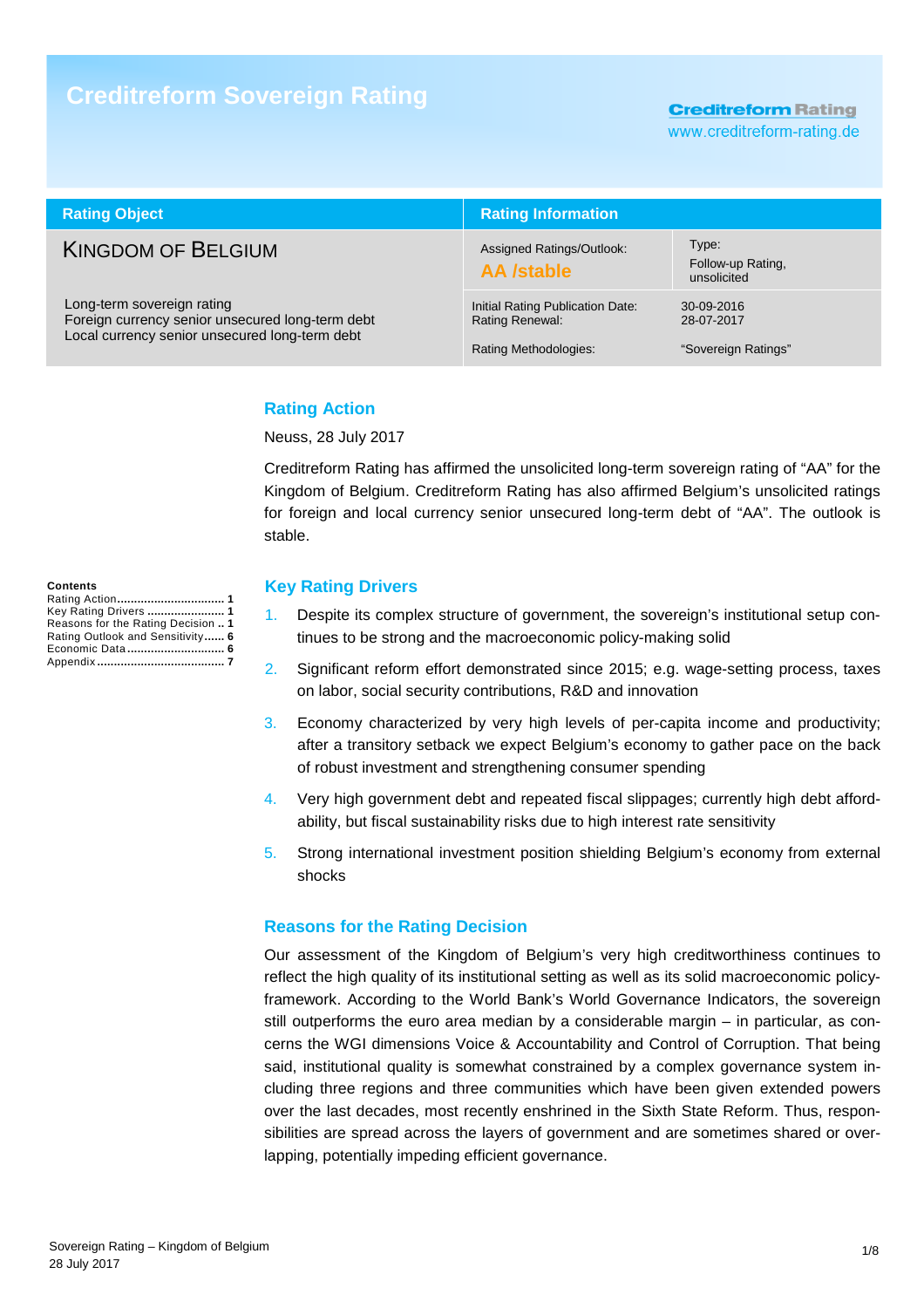# Creditreform Sovereign Rating

Creditreform Rating
www.creditreform-rating.de

| Rating Object | Rating Information | |
|---|---|---|
| KINGDOM OF BELGIUM | Assigned Ratings/Outlook: **AA /stable** | Type: Follow-up Rating, unsolicited |
| Long-term sovereign rating<br>Foreign currency senior unsecured long-term debt<br>Local currency senior unsecured long-term debt | Initial Rating Publication Date:<br>Rating Renewal:<br><br>Rating Methodologies: | 30-09-2016<br>28-07-2017<br><br>"Sovereign Ratings" |

**Contents**

Rating Action ................................ 1
Key Rating Drivers ....................... 1
Reasons for the Rating Decision .. 1
Rating Outlook and Sensitivity...... 6
Economic Data ............................ 6
Appendix ..................................... 7

## Rating Action

Neuss, 28 July 2017

Creditreform Rating has affirmed the unsolicited long-term sovereign rating of "AA" for the Kingdom of Belgium. Creditreform Rating has also affirmed Belgium's unsolicited ratings for foreign and local currency senior unsecured long-term debt of "AA". The outlook is stable.

## Key Rating Drivers

1. Despite its complex structure of government, the sovereign's institutional setup continues to be strong and the macroeconomic policy-making solid
2. Significant reform effort demonstrated since 2015; e.g. wage-setting process, taxes on labor, social security contributions, R&D and innovation
3. Economy characterized by very high levels of per-capita income and productivity; after a transitory setback we expect Belgium's economy to gather pace on the back of robust investment and strengthening consumer spending
4. Very high government debt and repeated fiscal slippages; currently high debt affordability, but fiscal sustainability risks due to high interest rate sensitivity
5. Strong international investment position shielding Belgium's economy from external shocks

## Reasons for the Rating Decision

Our assessment of the Kingdom of Belgium's very high creditworthiness continues to reflect the high quality of its institutional setting as well as its solid macroeconomic policy-framework. According to the World Bank's World Governance Indicators, the sovereign still outperforms the euro area median by a considerable margin – in particular, as concerns the WGI dimensions Voice & Accountability and Control of Corruption. That being said, institutional quality is somewhat constrained by a complex governance system including three regions and three communities which have been given extended powers over the last decades, most recently enshrined in the Sixth State Reform. Thus, responsibilities are spread across the layers of government and are sometimes shared or overlapping, potentially impeding efficient governance.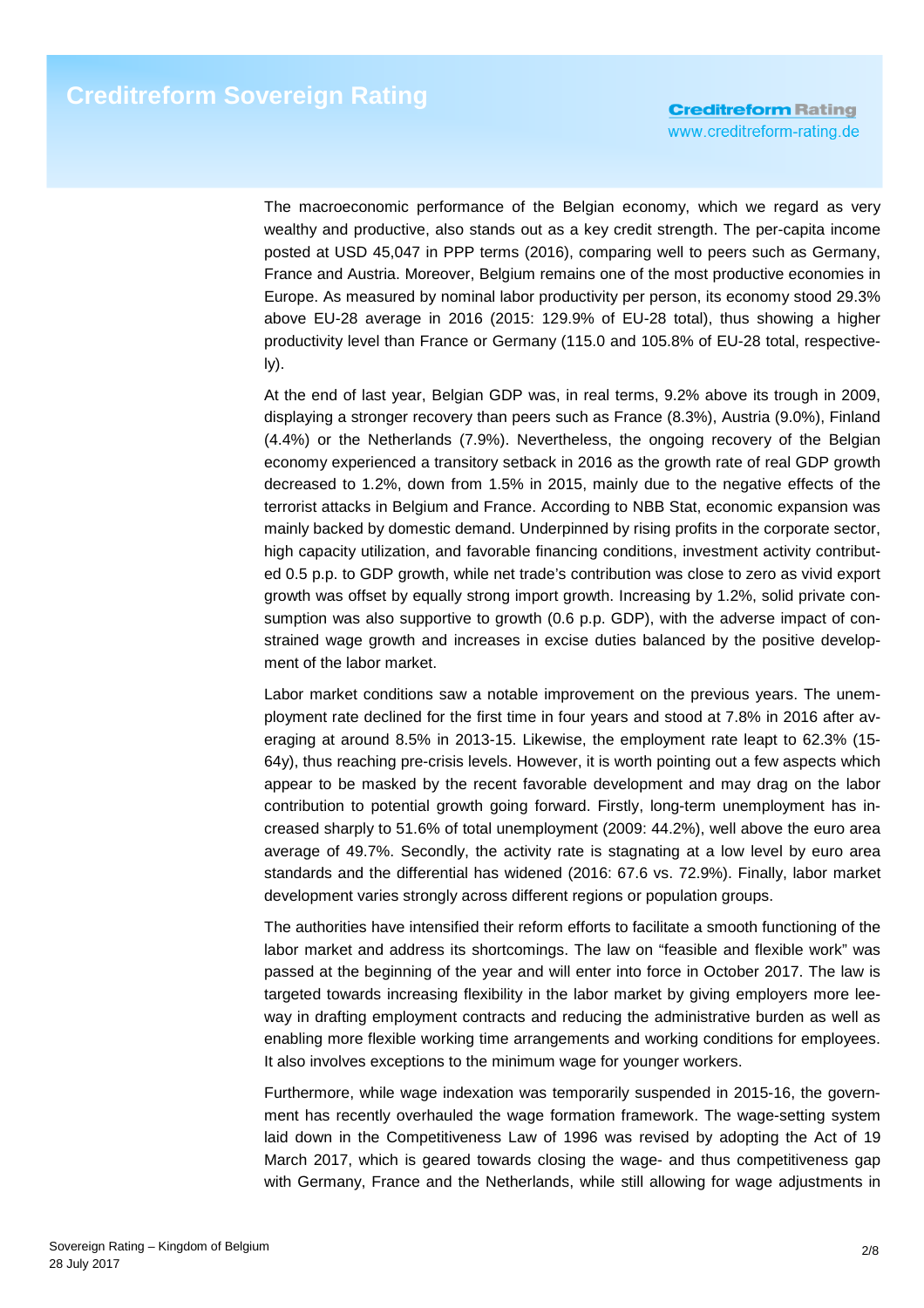The macroeconomic performance of the Belgian economy, which we regard as very wealthy and productive, also stands out as a key credit strength. The per-capita income posted at USD 45,047 in PPP terms (2016), comparing well to peers such as Germany, France and Austria. Moreover, Belgium remains one of the most productive economies in Europe. As measured by nominal labor productivity per person, its economy stood 29.3% above EU-28 average in 2016 (2015: 129.9% of EU-28 total), thus showing a higher productivity level than France or Germany (115.0 and 105.8% of EU-28 total, respectively).

At the end of last year, Belgian GDP was, in real terms, 9.2% above its trough in 2009, displaying a stronger recovery than peers such as France (8.3%), Austria (9.0%), Finland (4.4%) or the Netherlands (7.9%). Nevertheless, the ongoing recovery of the Belgian economy experienced a transitory setback in 2016 as the growth rate of real GDP growth decreased to 1.2%, down from 1.5% in 2015, mainly due to the negative effects of the terrorist attacks in Belgium and France. According to NBB Stat, economic expansion was mainly backed by domestic demand. Underpinned by rising profits in the corporate sector, high capacity utilization, and favorable financing conditions, investment activity contributed 0.5 p.p. to GDP growth, while net trade's contribution was close to zero as vivid export growth was offset by equally strong import growth. Increasing by 1.2%, solid private consumption was also supportive to growth (0.6 p.p. GDP), with the adverse impact of constrained wage growth and increases in excise duties balanced by the positive development of the labor market.

Labor market conditions saw a notable improvement on the previous years. The unemployment rate declined for the first time in four years and stood at 7.8% in 2016 after averaging at around 8.5% in 2013-15. Likewise, the employment rate leapt to 62.3% (15-64y), thus reaching pre-crisis levels. However, it is worth pointing out a few aspects which appear to be masked by the recent favorable development and may drag on the labor contribution to potential growth going forward. Firstly, long-term unemployment has increased sharply to 51.6% of total unemployment (2009: 44.2%), well above the euro area average of 49.7%. Secondly, the activity rate is stagnating at a low level by euro area standards and the differential has widened (2016: 67.6 vs. 72.9%). Finally, labor market development varies strongly across different regions or population groups.

The authorities have intensified their reform efforts to facilitate a smooth functioning of the labor market and address its shortcomings. The law on "feasible and flexible work" was passed at the beginning of the year and will enter into force in October 2017. The law is targeted towards increasing flexibility in the labor market by giving employers more leeway in drafting employment contracts and reducing the administrative burden as well as enabling more flexible working time arrangements and working conditions for employees. It also involves exceptions to the minimum wage for younger workers.

Furthermore, while wage indexation was temporarily suspended in 2015-16, the government has recently overhauled the wage formation framework. The wage-setting system laid down in the Competitiveness Law of 1996 was revised by adopting the Act of 19 March 2017, which is geared towards closing the wage- and thus competitiveness gap with Germany, France and the Netherlands, while still allowing for wage adjustments in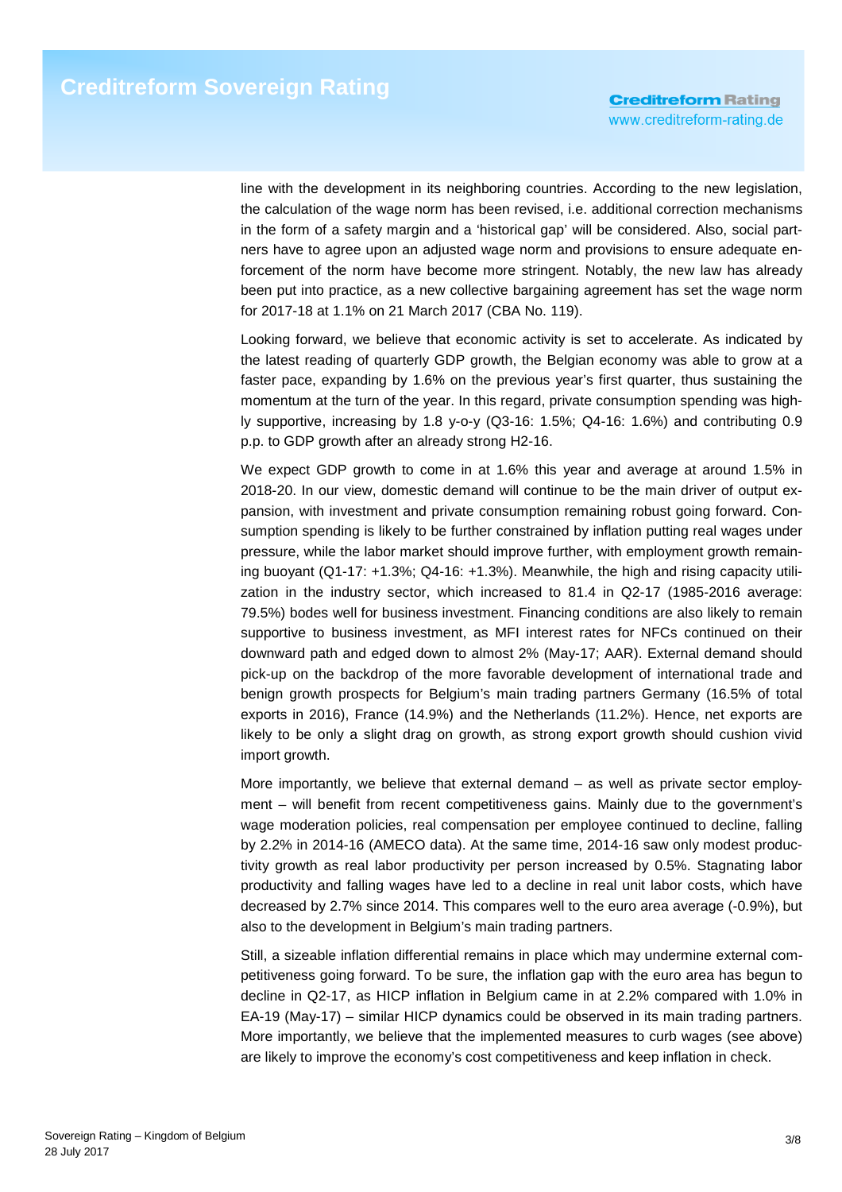line with the development in its neighboring countries. According to the new legislation, the calculation of the wage norm has been revised, i.e. additional correction mechanisms in the form of a safety margin and a 'historical gap' will be considered. Also, social partners have to agree upon an adjusted wage norm and provisions to ensure adequate enforcement of the norm have become more stringent. Notably, the new law has already been put into practice, as a new collective bargaining agreement has set the wage norm for 2017-18 at 1.1% on 21 March 2017 (CBA No. 119).

Looking forward, we believe that economic activity is set to accelerate. As indicated by the latest reading of quarterly GDP growth, the Belgian economy was able to grow at a faster pace, expanding by 1.6% on the previous year's first quarter, thus sustaining the momentum at the turn of the year. In this regard, private consumption spending was highly supportive, increasing by 1.8 y-o-y (Q3-16: 1.5%; Q4-16: 1.6%) and contributing 0.9 p.p. to GDP growth after an already strong H2-16.

We expect GDP growth to come in at 1.6% this year and average at around 1.5% in 2018-20. In our view, domestic demand will continue to be the main driver of output expansion, with investment and private consumption remaining robust going forward. Consumption spending is likely to be further constrained by inflation putting real wages under pressure, while the labor market should improve further, with employment growth remaining buoyant (Q1-17: +1.3%; Q4-16: +1.3%). Meanwhile, the high and rising capacity utilization in the industry sector, which increased to 81.4 in Q2-17 (1985-2016 average: 79.5%) bodes well for business investment. Financing conditions are also likely to remain supportive to business investment, as MFI interest rates for NFCs continued on their downward path and edged down to almost 2% (May-17; AAR). External demand should pick-up on the backdrop of the more favorable development of international trade and benign growth prospects for Belgium's main trading partners Germany (16.5% of total exports in 2016), France (14.9%) and the Netherlands (11.2%). Hence, net exports are likely to be only a slight drag on growth, as strong export growth should cushion vivid import growth.

More importantly, we believe that external demand – as well as private sector employment – will benefit from recent competitiveness gains. Mainly due to the government's wage moderation policies, real compensation per employee continued to decline, falling by 2.2% in 2014-16 (AMECO data). At the same time, 2014-16 saw only modest productivity growth as real labor productivity per person increased by 0.5%. Stagnating labor productivity and falling wages have led to a decline in real unit labor costs, which have decreased by 2.7% since 2014. This compares well to the euro area average (-0.9%), but also to the development in Belgium's main trading partners.

Still, a sizeable inflation differential remains in place which may undermine external competitiveness going forward. To be sure, the inflation gap with the euro area has begun to decline in Q2-17, as HICP inflation in Belgium came in at 2.2% compared with 1.0% in EA-19 (May-17) – similar HICP dynamics could be observed in its main trading partners. More importantly, we believe that the implemented measures to curb wages (see above) are likely to improve the economy's cost competitiveness and keep inflation in check.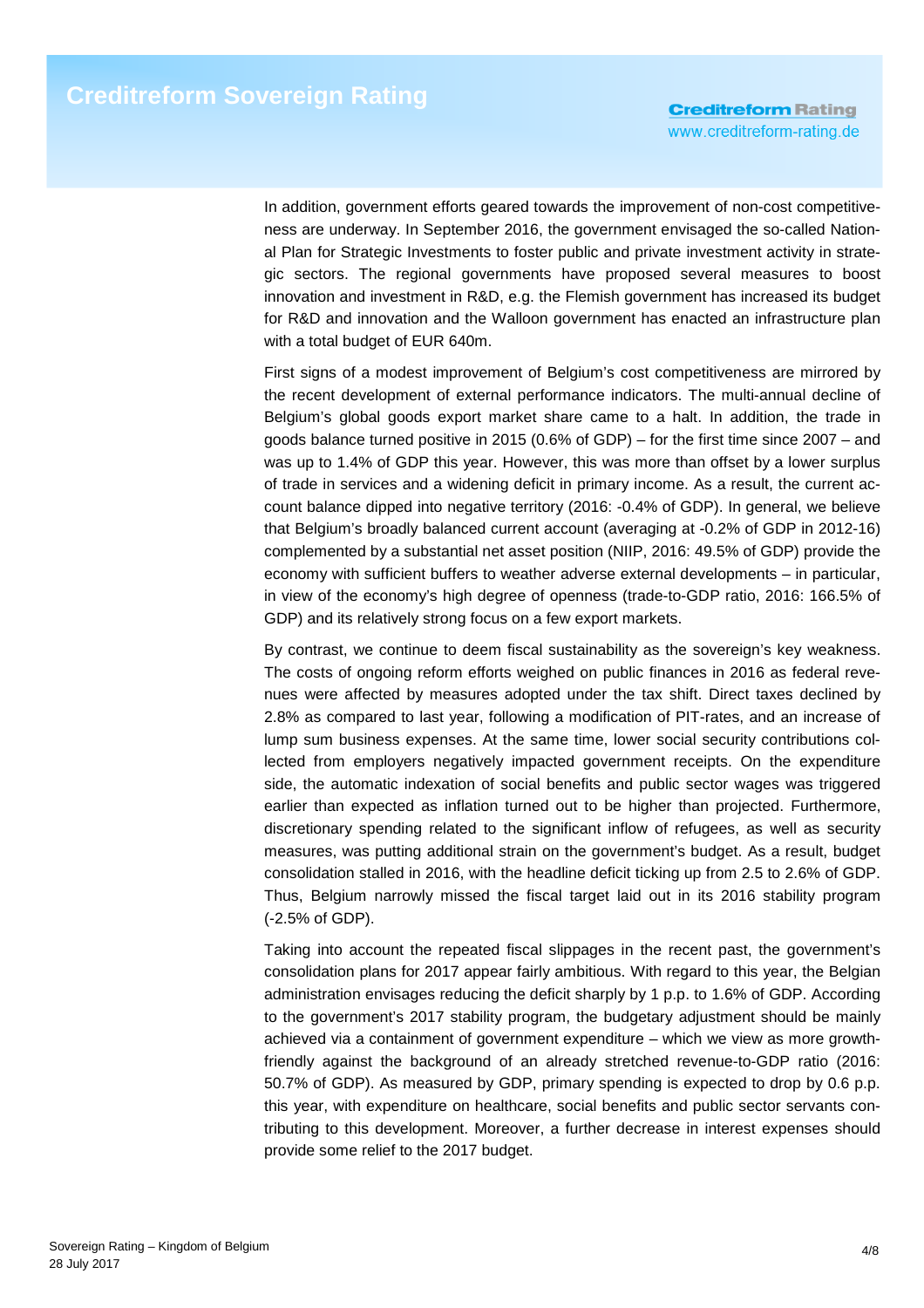In addition, government efforts geared towards the improvement of non-cost competitiveness are underway. In September 2016, the government envisaged the so-called National Plan for Strategic Investments to foster public and private investment activity in strategic sectors. The regional governments have proposed several measures to boost innovation and investment in R&D, e.g. the Flemish government has increased its budget for R&D and innovation and the Walloon government has enacted an infrastructure plan with a total budget of EUR 640m.

First signs of a modest improvement of Belgium's cost competitiveness are mirrored by the recent development of external performance indicators. The multi-annual decline of Belgium's global goods export market share came to a halt. In addition, the trade in goods balance turned positive in 2015 (0.6% of GDP) – for the first time since 2007 – and was up to 1.4% of GDP this year. However, this was more than offset by a lower surplus of trade in services and a widening deficit in primary income. As a result, the current account balance dipped into negative territory (2016: -0.4% of GDP). In general, we believe that Belgium's broadly balanced current account (averaging at -0.2% of GDP in 2012-16) complemented by a substantial net asset position (NIIP, 2016: 49.5% of GDP) provide the economy with sufficient buffers to weather adverse external developments – in particular, in view of the economy's high degree of openness (trade-to-GDP ratio, 2016: 166.5% of GDP) and its relatively strong focus on a few export markets.

By contrast, we continue to deem fiscal sustainability as the sovereign's key weakness. The costs of ongoing reform efforts weighed on public finances in 2016 as federal revenues were affected by measures adopted under the tax shift. Direct taxes declined by 2.8% as compared to last year, following a modification of PIT-rates, and an increase of lump sum business expenses. At the same time, lower social security contributions collected from employers negatively impacted government receipts. On the expenditure side, the automatic indexation of social benefits and public sector wages was triggered earlier than expected as inflation turned out to be higher than projected. Furthermore, discretionary spending related to the significant inflow of refugees, as well as security measures, was putting additional strain on the government's budget. As a result, budget consolidation stalled in 2016, with the headline deficit ticking up from 2.5 to 2.6% of GDP. Thus, Belgium narrowly missed the fiscal target laid out in its 2016 stability program (-2.5% of GDP).

Taking into account the repeated fiscal slippages in the recent past, the government's consolidation plans for 2017 appear fairly ambitious. With regard to this year, the Belgian administration envisages reducing the deficit sharply by 1 p.p. to 1.6% of GDP. According to the government's 2017 stability program, the budgetary adjustment should be mainly achieved via a containment of government expenditure – which we view as more growth-friendly against the background of an already stretched revenue-to-GDP ratio (2016: 50.7% of GDP). As measured by GDP, primary spending is expected to drop by 0.6 p.p. this year, with expenditure on healthcare, social benefits and public sector servants contributing to this development. Moreover, a further decrease in interest expenses should provide some relief to the 2017 budget.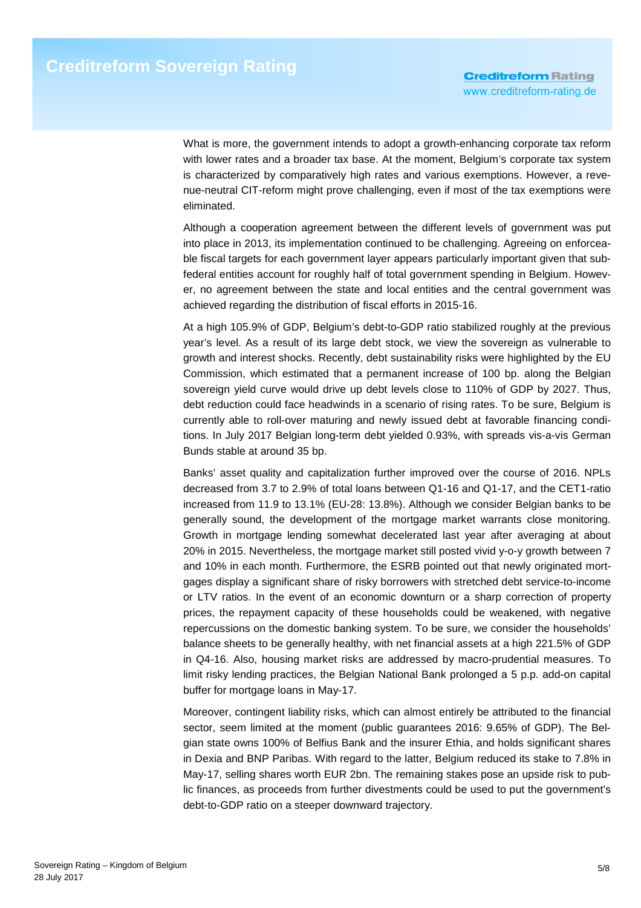What is more, the government intends to adopt a growth-enhancing corporate tax reform with lower rates and a broader tax base. At the moment, Belgium's corporate tax system is characterized by comparatively high rates and various exemptions. However, a revenue-neutral CIT-reform might prove challenging, even if most of the tax exemptions were eliminated.

Although a cooperation agreement between the different levels of government was put into place in 2013, its implementation continued to be challenging. Agreeing on enforceable fiscal targets for each government layer appears particularly important given that sub-federal entities account for roughly half of total government spending in Belgium. However, no agreement between the state and local entities and the central government was achieved regarding the distribution of fiscal efforts in 2015-16.

At a high 105.9% of GDP, Belgium's debt-to-GDP ratio stabilized roughly at the previous year's level. As a result of its large debt stock, we view the sovereign as vulnerable to growth and interest shocks. Recently, debt sustainability risks were highlighted by the EU Commission, which estimated that a permanent increase of 100 bp. along the Belgian sovereign yield curve would drive up debt levels close to 110% of GDP by 2027. Thus, debt reduction could face headwinds in a scenario of rising rates. To be sure, Belgium is currently able to roll-over maturing and newly issued debt at favorable financing conditions. In July 2017 Belgian long-term debt yielded 0.93%, with spreads vis-a-vis German Bunds stable at around 35 bp.

Banks' asset quality and capitalization further improved over the course of 2016. NPLs decreased from 3.7 to 2.9% of total loans between Q1-16 and Q1-17, and the CET1-ratio increased from 11.9 to 13.1% (EU-28: 13.8%). Although we consider Belgian banks to be generally sound, the development of the mortgage market warrants close monitoring. Growth in mortgage lending somewhat decelerated last year after averaging at about 20% in 2015. Nevertheless, the mortgage market still posted vivid y-o-y growth between 7 and 10% in each month. Furthermore, the ESRB pointed out that newly originated mortgages display a significant share of risky borrowers with stretched debt service-to-income or LTV ratios. In the event of an economic downturn or a sharp correction of property prices, the repayment capacity of these households could be weakened, with negative repercussions on the domestic banking system. To be sure, we consider the households' balance sheets to be generally healthy, with net financial assets at a high 221.5% of GDP in Q4-16. Also, housing market risks are addressed by macro-prudential measures. To limit risky lending practices, the Belgian National Bank prolonged a 5 p.p. add-on capital buffer for mortgage loans in May-17.

Moreover, contingent liability risks, which can almost entirely be attributed to the financial sector, seem limited at the moment (public guarantees 2016: 9.65% of GDP). The Belgian state owns 100% of Belfius Bank and the insurer Ethia, and holds significant shares in Dexia and BNP Paribas. With regard to the latter, Belgium reduced its stake to 7.8% in May-17, selling shares worth EUR 2bn. The remaining stakes pose an upside risk to public finances, as proceeds from further divestments could be used to put the government's debt-to-GDP ratio on a steeper downward trajectory.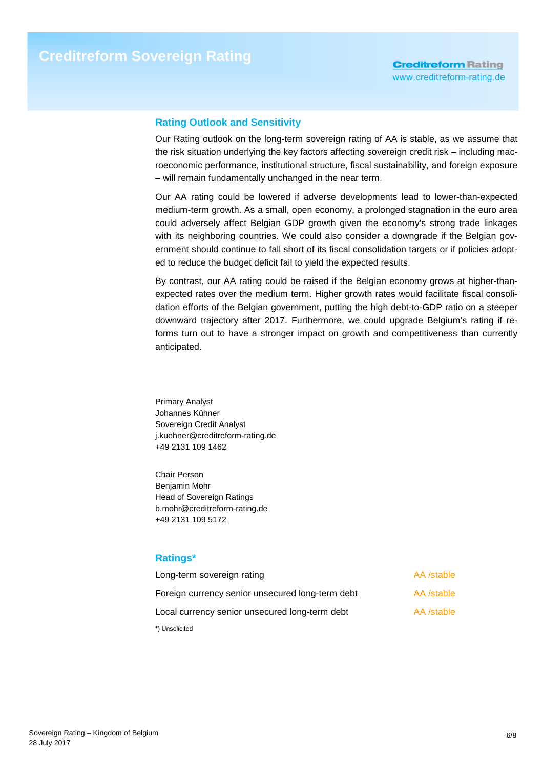## Rating Outlook and Sensitivity

Our Rating outlook on the long-term sovereign rating of AA is stable, as we assume that the risk situation underlying the key factors affecting sovereign credit risk – including macroeconomic performance, institutional structure, fiscal sustainability, and foreign exposure – will remain fundamentally unchanged in the near term.

Our AA rating could be lowered if adverse developments lead to lower-than-expected medium-term growth. As a small, open economy, a prolonged stagnation in the euro area could adversely affect Belgian GDP growth given the economy's strong trade linkages with its neighboring countries. We could also consider a downgrade if the Belgian government should continue to fall short of its fiscal consolidation targets or if policies adopted to reduce the budget deficit fail to yield the expected results.

By contrast, our AA rating could be raised if the Belgian economy grows at higher-than-expected rates over the medium term. Higher growth rates would facilitate fiscal consolidation efforts of the Belgian government, putting the high debt-to-GDP ratio on a steeper downward trajectory after 2017. Furthermore, we could upgrade Belgium's rating if reforms turn out to have a stronger impact on growth and competitiveness than currently anticipated.

Primary Analyst
Johannes Kühner
Sovereign Credit Analyst
j.kuehner@creditreform-rating.de
+49 2131 109 1462

Chair Person
Benjamin Mohr
Head of Sovereign Ratings
b.mohr@creditreform-rating.de
+49 2131 109 5172

## Ratings*

| | |
|---|---|
| Long-term sovereign rating | AA /stable |
| Foreign currency senior unsecured long-term debt | AA /stable |
| Local currency senior unsecured long-term debt | AA /stable |

*) Unsolicited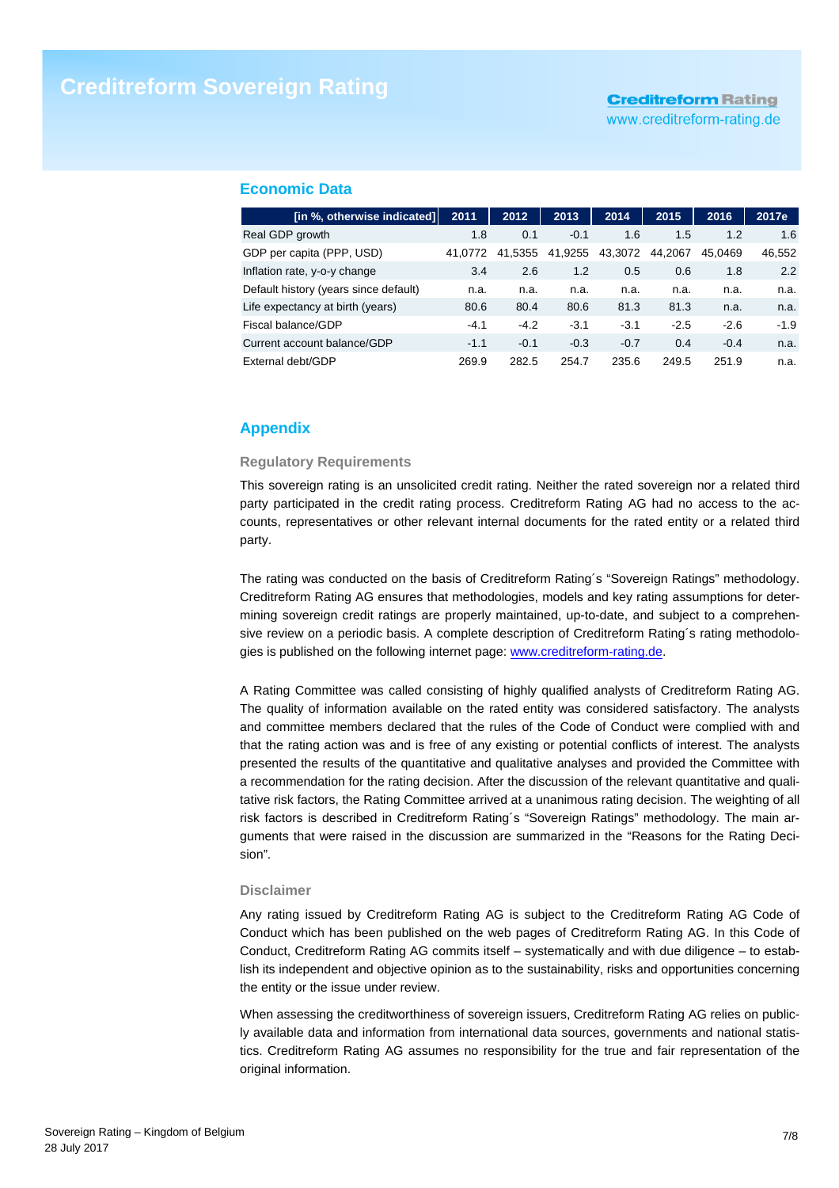## Economic Data

| [in %, otherwise indicated] | 2011 | 2012 | 2013 | 2014 | 2015 | 2016 | 2017e |
|---|---|---|---|---|---|---|---|
| Real GDP growth | 1.8 | 0.1 | -0.1 | 1.6 | 1.5 | 1.2 | 1.6 |
| GDP per capita (PPP, USD) | 41,0772 | 41,5355 | 41,9255 | 43,3072 | 44,2067 | 45,0469 | 46,552 |
| Inflation rate, y-o-y change | 3.4 | 2.6 | 1.2 | 0.5 | 0.6 | 1.8 | 2.2 |
| Default history (years since default) | n.a. | n.a. | n.a. | n.a. | n.a. | n.a. | n.a. |
| Life expectancy at birth (years) | 80.6 | 80.4 | 80.6 | 81.3 | 81.3 | n.a. | n.a. |
| Fiscal balance/GDP | -4.1 | -4.2 | -3.1 | -3.1 | -2.5 | -2.6 | -1.9 |
| Current account balance/GDP | -1.1 | -0.1 | -0.3 | -0.7 | 0.4 | -0.4 | n.a. |
| External debt/GDP | 269.9 | 282.5 | 254.7 | 235.6 | 249.5 | 251.9 | n.a. |

## Appendix

### Regulatory Requirements

This sovereign rating is an unsolicited credit rating. Neither the rated sovereign nor a related third party participated in the credit rating process. Creditreform Rating AG had no access to the accounts, representatives or other relevant internal documents for the rated entity or a related third party.

The rating was conducted on the basis of Creditreform Rating´s "Sovereign Ratings" methodology. Creditreform Rating AG ensures that methodologies, models and key rating assumptions for determining sovereign credit ratings are properly maintained, up-to-date, and subject to a comprehensive review on a periodic basis. A complete description of Creditreform Rating´s rating methodologies is published on the following internet page: www.creditreform-rating.de.

A Rating Committee was called consisting of highly qualified analysts of Creditreform Rating AG. The quality of information available on the rated entity was considered satisfactory. The analysts and committee members declared that the rules of the Code of Conduct were complied with and that the rating action was and is free of any existing or potential conflicts of interest. The analysts presented the results of the quantitative and qualitative analyses and provided the Committee with a recommendation for the rating decision. After the discussion of the relevant quantitative and qualitative risk factors, the Rating Committee arrived at a unanimous rating decision. The weighting of all risk factors is described in Creditreform Rating´s "Sovereign Ratings" methodology. The main arguments that were raised in the discussion are summarized in the "Reasons for the Rating Decision".

### Disclaimer

Any rating issued by Creditreform Rating AG is subject to the Creditreform Rating AG Code of Conduct which has been published on the web pages of Creditreform Rating AG. In this Code of Conduct, Creditreform Rating AG commits itself – systematically and with due diligence – to establish its independent and objective opinion as to the sustainability, risks and opportunities concerning the entity or the issue under review.

When assessing the creditworthiness of sovereign issuers, Creditreform Rating AG relies on publicly available data and information from international data sources, governments and national statistics. Creditreform Rating AG assumes no responsibility for the true and fair representation of the original information.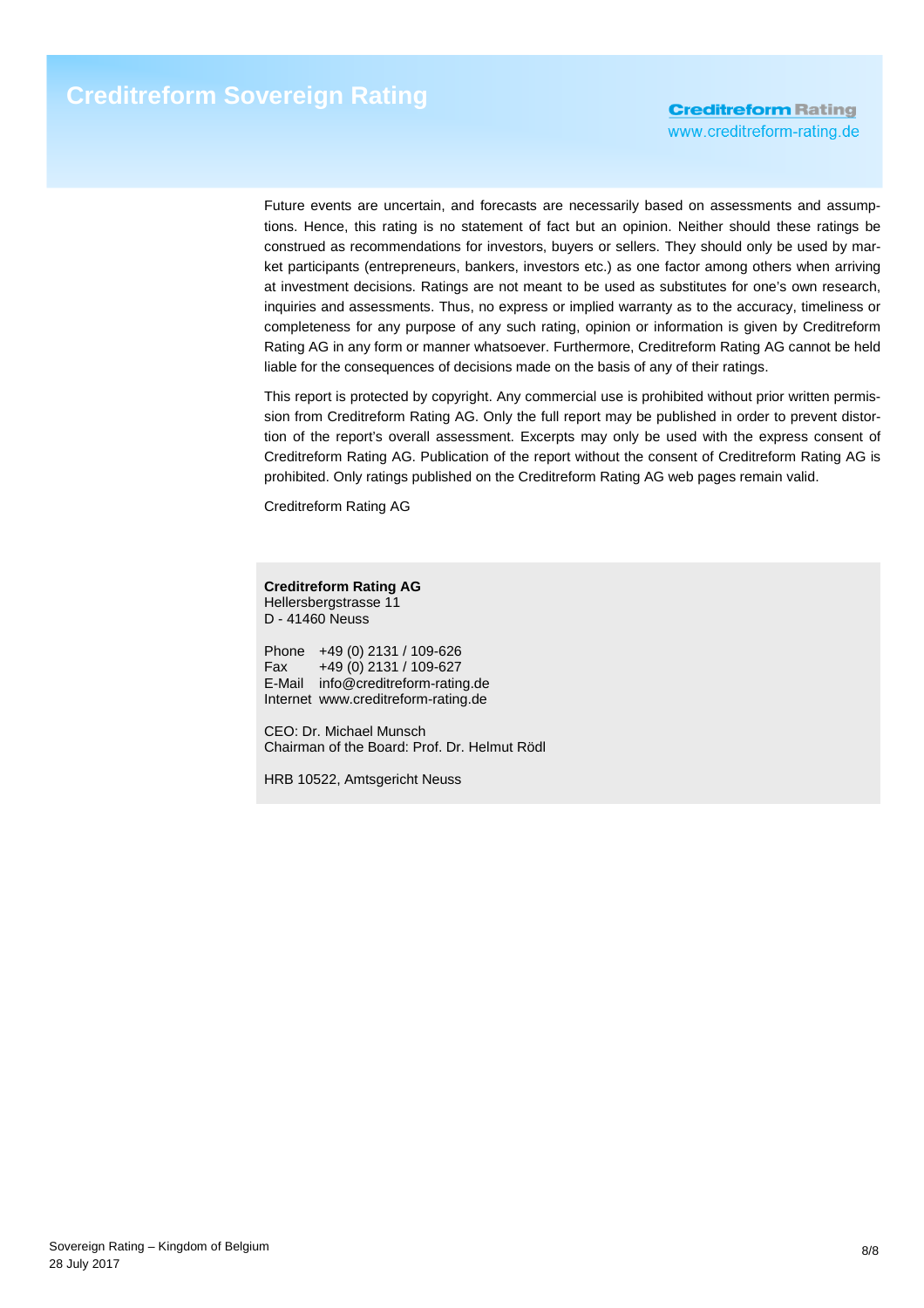Future events are uncertain, and forecasts are necessarily based on assessments and assumptions. Hence, this rating is no statement of fact but an opinion. Neither should these ratings be construed as recommendations for investors, buyers or sellers. They should only be used by market participants (entrepreneurs, bankers, investors etc.) as one factor among others when arriving at investment decisions. Ratings are not meant to be used as substitutes for one's own research, inquiries and assessments. Thus, no express or implied warranty as to the accuracy, timeliness or completeness for any purpose of any such rating, opinion or information is given by Creditreform Rating AG in any form or manner whatsoever. Furthermore, Creditreform Rating AG cannot be held liable for the consequences of decisions made on the basis of any of their ratings.

This report is protected by copyright. Any commercial use is prohibited without prior written permission from Creditreform Rating AG. Only the full report may be published in order to prevent distortion of the report's overall assessment. Excerpts may only be used with the express consent of Creditreform Rating AG. Publication of the report without the consent of Creditreform Rating AG is prohibited. Only ratings published on the Creditreform Rating AG web pages remain valid.

Creditreform Rating AG

**Creditreform Rating AG**
Hellersbergstrasse 11
D - 41460 Neuss

Phone +49 (0) 2131 / 109-626
Fax +49 (0) 2131 / 109-627
E-Mail info@creditreform-rating.de
Internet www.creditreform-rating.de

CEO: Dr. Michael Munsch
Chairman of the Board: Prof. Dr. Helmut Rödl

HRB 10522, Amtsgericht Neuss